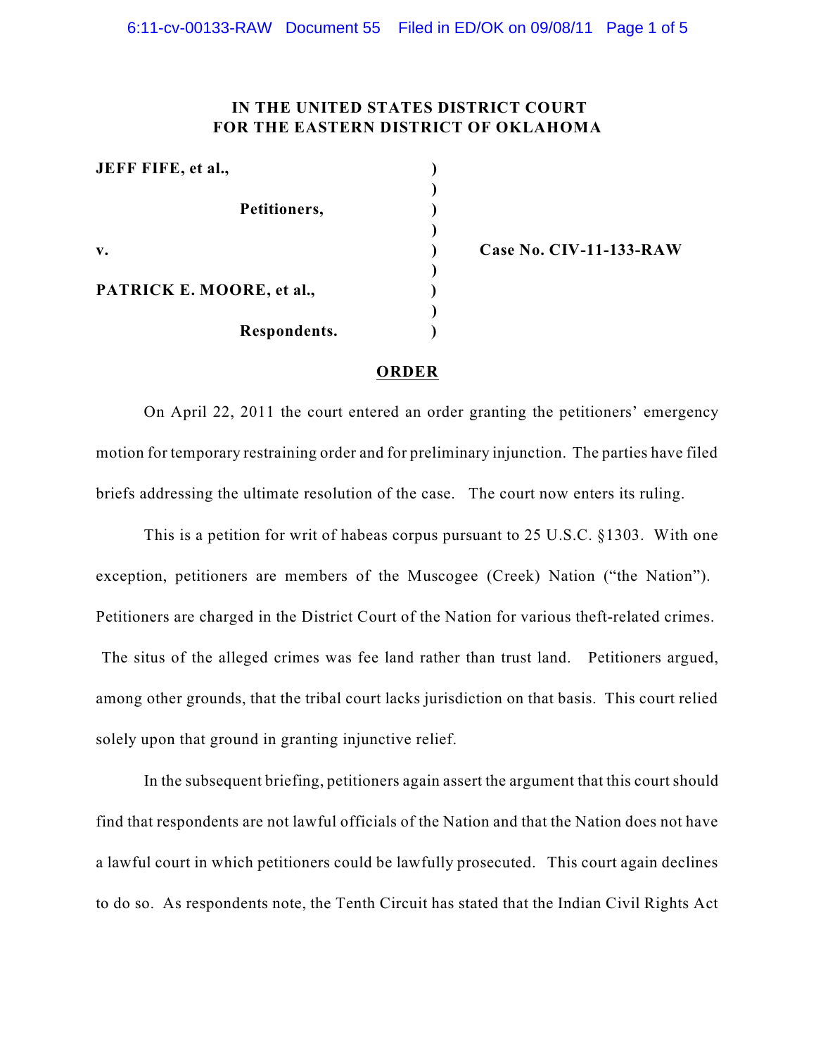**IN THE UNITED STATES DISTRICT COURT**
**FOR THE EASTERN DISTRICT OF OKLAHOMA**

**JEFF FIFE, et al.,**

**Petitioners,**

**v.** — **Case No. CIV-11-133-RAW**

**PATRICK E. MOORE, et al.,**

**Respondents.**

**ORDER**

On April 22, 2011 the court entered an order granting the petitioners' emergency motion for temporary restraining order and for preliminary injunction. The parties have filed briefs addressing the ultimate resolution of the case. The court now enters its ruling.

This is a petition for writ of habeas corpus pursuant to 25 U.S.C. §1303. With one exception, petitioners are members of the Muscogee (Creek) Nation ("the Nation"). Petitioners are charged in the District Court of the Nation for various theft-related crimes. The situs of the alleged crimes was fee land rather than trust land. Petitioners argued, among other grounds, that the tribal court lacks jurisdiction on that basis. This court relied solely upon that ground in granting injunctive relief.

In the subsequent briefing, petitioners again assert the argument that this court should find that respondents are not lawful officials of the Nation and that the Nation does not have a lawful court in which petitioners could be lawfully prosecuted. This court again declines to do so. As respondents note, the Tenth Circuit has stated that the Indian Civil Rights Act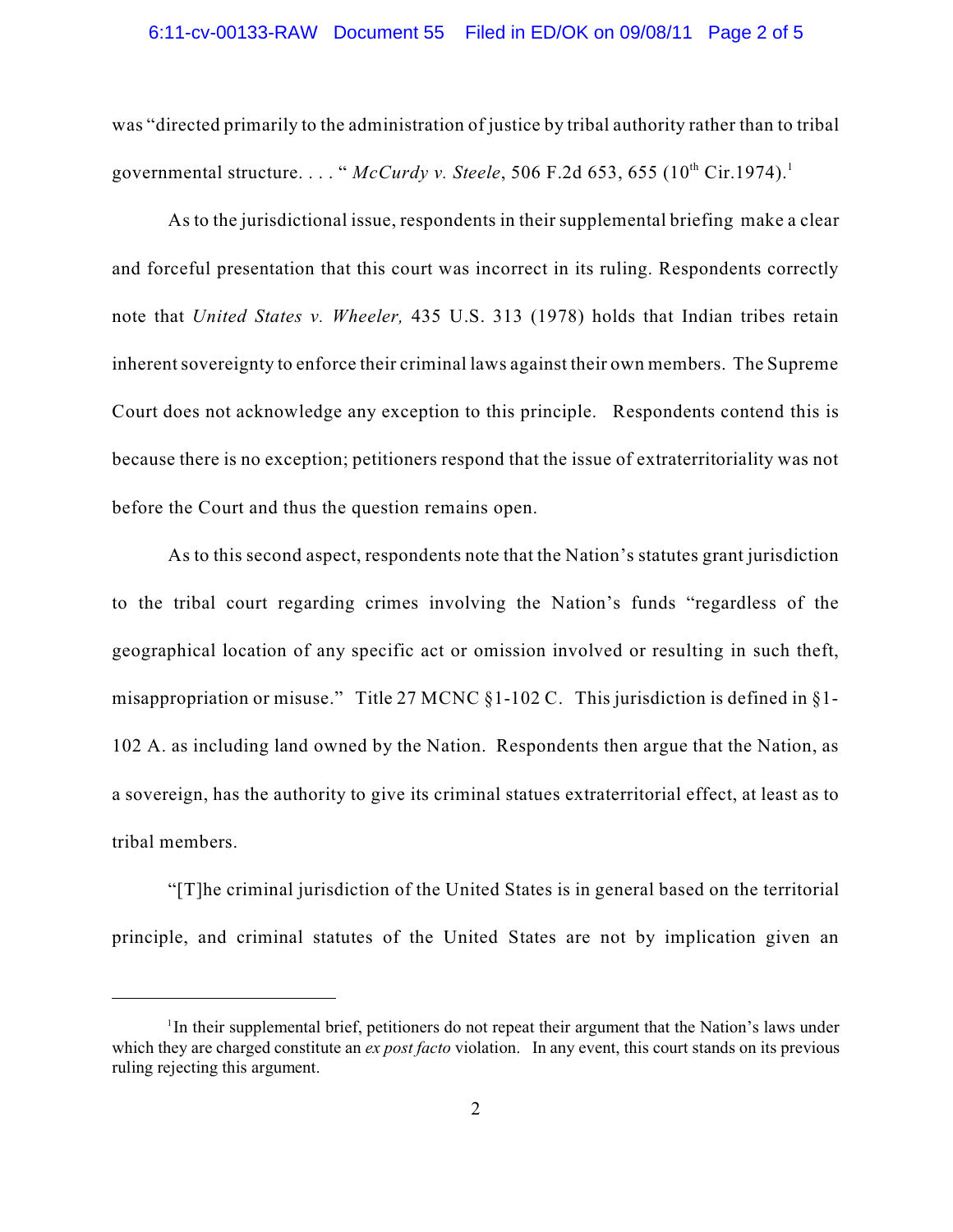was "directed primarily to the administration of justice by tribal authority rather than to tribal governmental structure. . . . " *McCurdy v. Steele*, 506 F.2d 653, 655 (10th Cir.1974).[1]

As to the jurisdictional issue, respondents in their supplemental briefing make a clear and forceful presentation that this court was incorrect in its ruling. Respondents correctly note that *United States v. Wheeler,* 435 U.S. 313 (1978) holds that Indian tribes retain inherent sovereignty to enforce their criminal laws against their own members. The Supreme Court does not acknowledge any exception to this principle. Respondents contend this is because there is no exception; petitioners respond that the issue of extraterritoriality was not before the Court and thus the question remains open.

As to this second aspect, respondents note that the Nation's statutes grant jurisdiction to the tribal court regarding crimes involving the Nation's funds "regardless of the geographical location of any specific act or omission involved or resulting in such theft, misappropriation or misuse." Title 27 MCNC §1-102 C. This jurisdiction is defined in §1-102 A. as including land owned by the Nation. Respondents then argue that the Nation, as a sovereign, has the authority to give its criminal statues extraterritorial effect, at least as to tribal members.

"[T]he criminal jurisdiction of the United States is in general based on the territorial principle, and criminal statutes of the United States are not by implication given an

---

[1] In their supplemental brief, petitioners do not repeat their argument that the Nation's laws under which they are charged constitute an *ex post facto* violation. In any event, this court stands on its previous ruling rejecting this argument.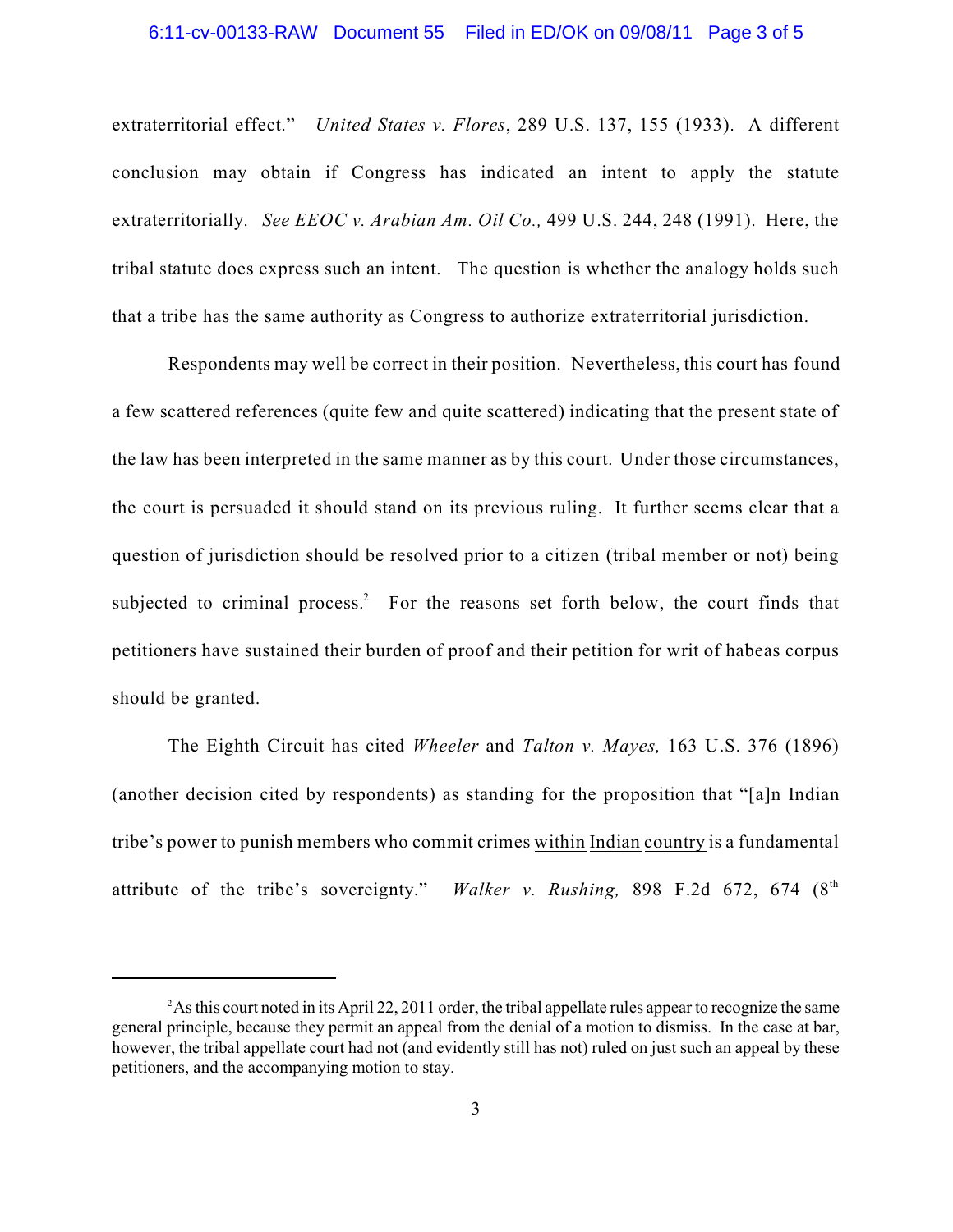extraterritorial effect." *United States v. Flores*, 289 U.S. 137, 155 (1933). A different conclusion may obtain if Congress has indicated an intent to apply the statute extraterritorially. *See EEOC v. Arabian Am. Oil Co.,* 499 U.S. 244, 248 (1991). Here, the tribal statute does express such an intent. The question is whether the analogy holds such that a tribe has the same authority as Congress to authorize extraterritorial jurisdiction.

Respondents may well be correct in their position. Nevertheless, this court has found a few scattered references (quite few and quite scattered) indicating that the present state of the law has been interpreted in the same manner as by this court. Under those circumstances, the court is persuaded it should stand on its previous ruling. It further seems clear that a question of jurisdiction should be resolved prior to a citizen (tribal member or not) being subjected to criminal process.[2] For the reasons set forth below, the court finds that petitioners have sustained their burden of proof and their petition for writ of habeas corpus should be granted.

The Eighth Circuit has cited *Wheeler* and *Talton v. Mayes,* 163 U.S. 376 (1896) (another decision cited by respondents) as standing for the proposition that "[a]n Indian tribe's power to punish members who commit crimes <u>within</u> <u>Indian</u> <u>country</u> is a fundamental attribute of the tribe's sovereignty." *Walker v. Rushing,* 898 F.2d 672, 674 (8th

---

[2] As this court noted in its April 22, 2011 order, the tribal appellate rules appear to recognize the same general principle, because they permit an appeal from the denial of a motion to dismiss. In the case at bar, however, the tribal appellate court had not (and evidently still has not) ruled on just such an appeal by these petitioners, and the accompanying motion to stay.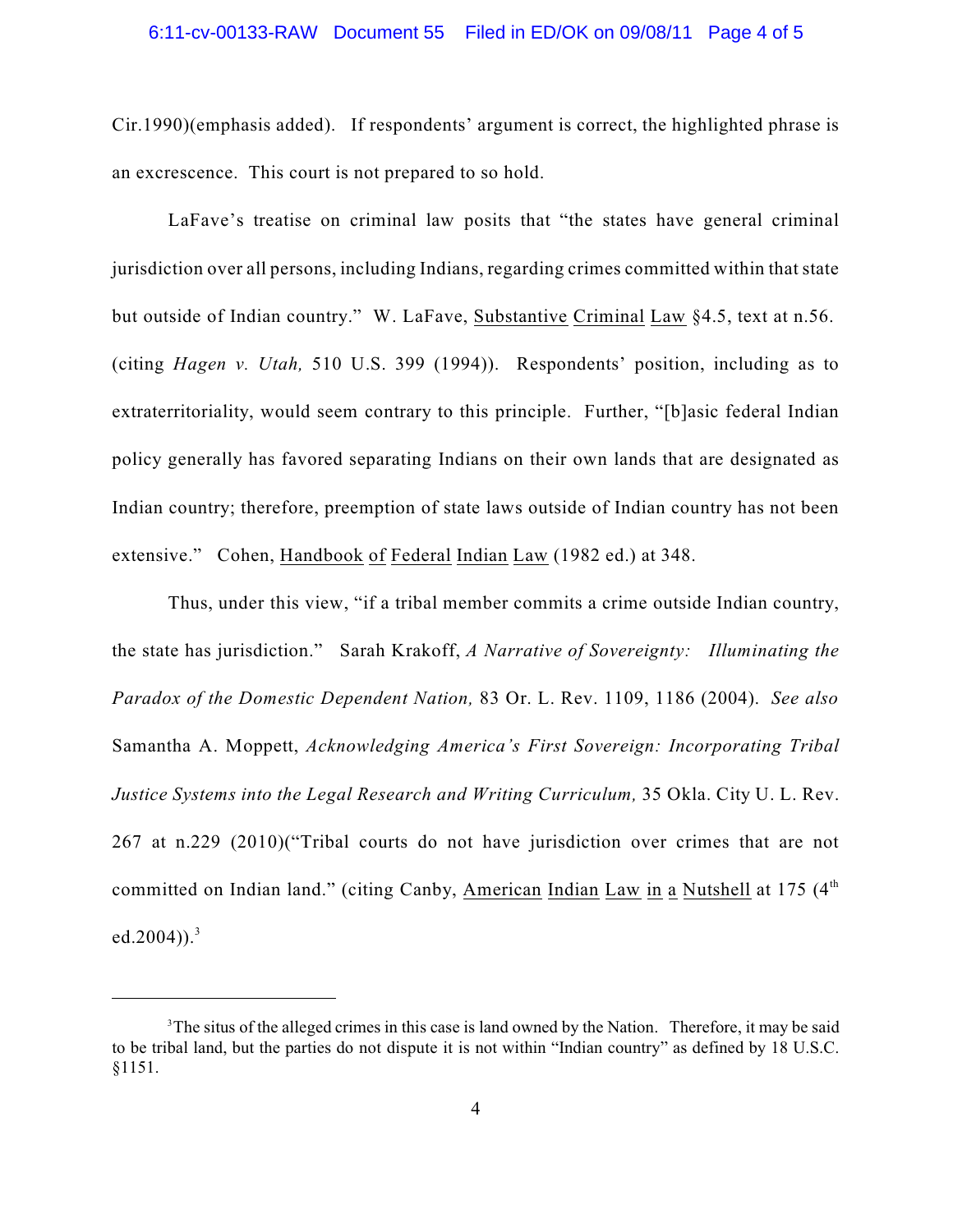Cir.1990)(emphasis added). If respondents' argument is correct, the highlighted phrase is an excrescence. This court is not prepared to so hold.

LaFave's treatise on criminal law posits that "the states have general criminal jurisdiction over all persons, including Indians, regarding crimes committed within that state but outside of Indian country." W. LaFave, Substantive Criminal Law §4.5, text at n.56. (citing *Hagen v. Utah,* 510 U.S. 399 (1994)). Respondents' position, including as to extraterritoriality, would seem contrary to this principle. Further, "[b]asic federal Indian policy generally has favored separating Indians on their own lands that are designated as Indian country; therefore, preemption of state laws outside of Indian country has not been extensive." Cohen, Handbook of Federal Indian Law (1982 ed.) at 348.

Thus, under this view, "if a tribal member commits a crime outside Indian country, the state has jurisdiction." Sarah Krakoff, *A Narrative of Sovereignty: Illuminating the Paradox of the Domestic Dependent Nation,* 83 Or. L. Rev. 1109, 1186 (2004). *See also* Samantha A. Moppett, *Acknowledging America's First Sovereign: Incorporating Tribal Justice Systems into the Legal Research and Writing Curriculum,* 35 Okla. City U. L. Rev. 267 at n.229 (2010)("Tribal courts do not have jurisdiction over crimes that are not committed on Indian land." (citing Canby, American Indian Law in a Nutshell at 175 (4th ed.2004)).[3]

[3] The situs of the alleged crimes in this case is land owned by the Nation. Therefore, it may be said to be tribal land, but the parties do not dispute it is not within "Indian country" as defined by 18 U.S.C. §1151.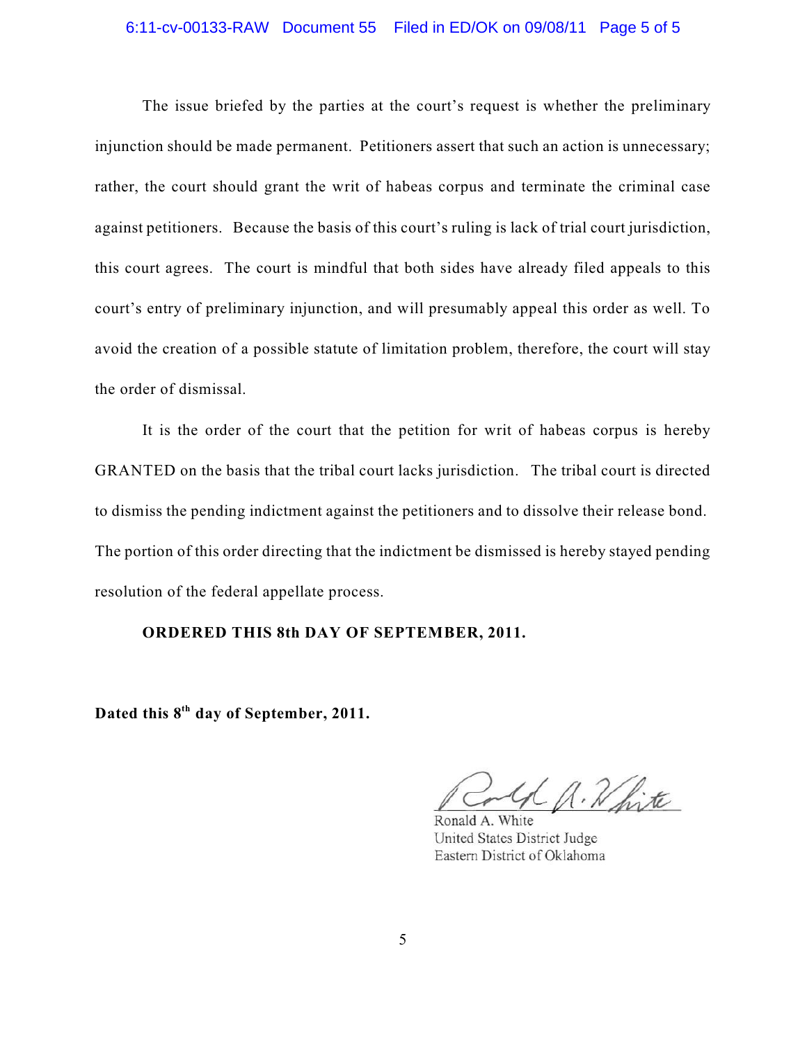The issue briefed by the parties at the court's request is whether the preliminary injunction should be made permanent. Petitioners assert that such an action is unnecessary; rather, the court should grant the writ of habeas corpus and terminate the criminal case against petitioners. Because the basis of this court's ruling is lack of trial court jurisdiction, this court agrees. The court is mindful that both sides have already filed appeals to this court's entry of preliminary injunction, and will presumably appeal this order as well. To avoid the creation of a possible statute of limitation problem, therefore, the court will stay the order of dismissal.

It is the order of the court that the petition for writ of habeas corpus is hereby GRANTED on the basis that the tribal court lacks jurisdiction. The tribal court is directed to dismiss the pending indictment against the petitioners and to dissolve their release bond. The portion of this order directing that the indictment be dismissed is hereby stayed pending resolution of the federal appellate process.

**ORDERED THIS 8th DAY OF SEPTEMBER, 2011.**

**Dated this 8th day of September, 2011.**

Ronald A. White
United States District Judge
Eastern District of Oklahoma